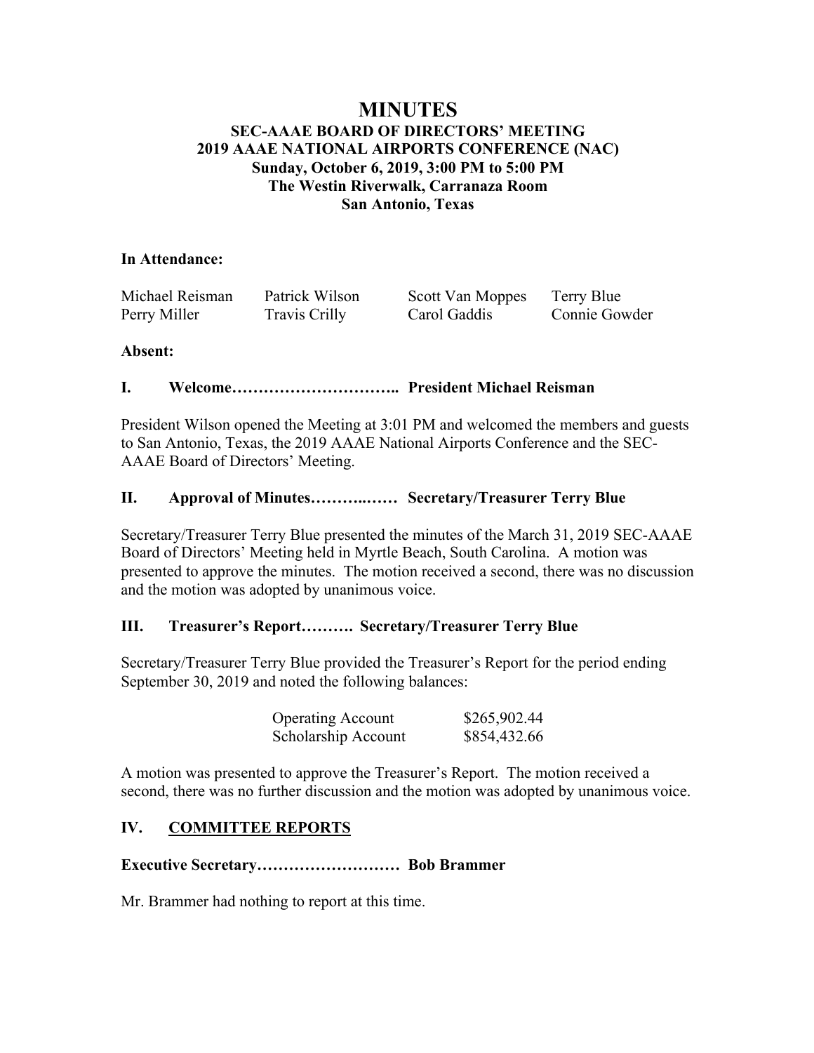# MINUTES

## SEC-AAAE BOARD OF DIRECTORS' MEETING
## 2019 AAAE NATIONAL AIRPORTS CONFERENCE (NAC)
### Sunday, October 6, 2019, 3:00 PM to 5:00 PM
### The Westin Riverwalk, Carranaza Room
### San Antonio, Texas

**In Attendance:**

| | | | |
|---|---|---|---|
| Michael Reisman | Patrick Wilson | Scott Van Moppes | Terry Blue |
| Perry Miller | Travis Crilly | Carol Gaddis | Connie Gowder |

**Absent:**

**I. Welcome………………………….. President Michael Reisman**

President Wilson opened the Meeting at 3:01 PM and welcomed the members and guests to San Antonio, Texas, the 2019 AAAE National Airports Conference and the SEC-AAAE Board of Directors' Meeting.

**II. Approval of Minutes………..…… Secretary/Treasurer Terry Blue**

Secretary/Treasurer Terry Blue presented the minutes of the March 31, 2019 SEC-AAAE Board of Directors' Meeting held in Myrtle Beach, South Carolina. A motion was presented to approve the minutes. The motion received a second, there was no discussion and the motion was adopted by unanimous voice.

**III. Treasurer's Report………. Secretary/Treasurer Terry Blue**

Secretary/Treasurer Terry Blue provided the Treasurer's Report for the period ending September 30, 2019 and noted the following balances:

| | |
|---|---|
| Operating Account | $265,902.44 |
| Scholarship Account | $854,432.66 |

A motion was presented to approve the Treasurer's Report. The motion received a second, there was no further discussion and the motion was adopted by unanimous voice.

**IV. <u>COMMITTEE REPORTS</u>**

**Executive Secretary……………………… Bob Brammer**

Mr. Brammer had nothing to report at this time.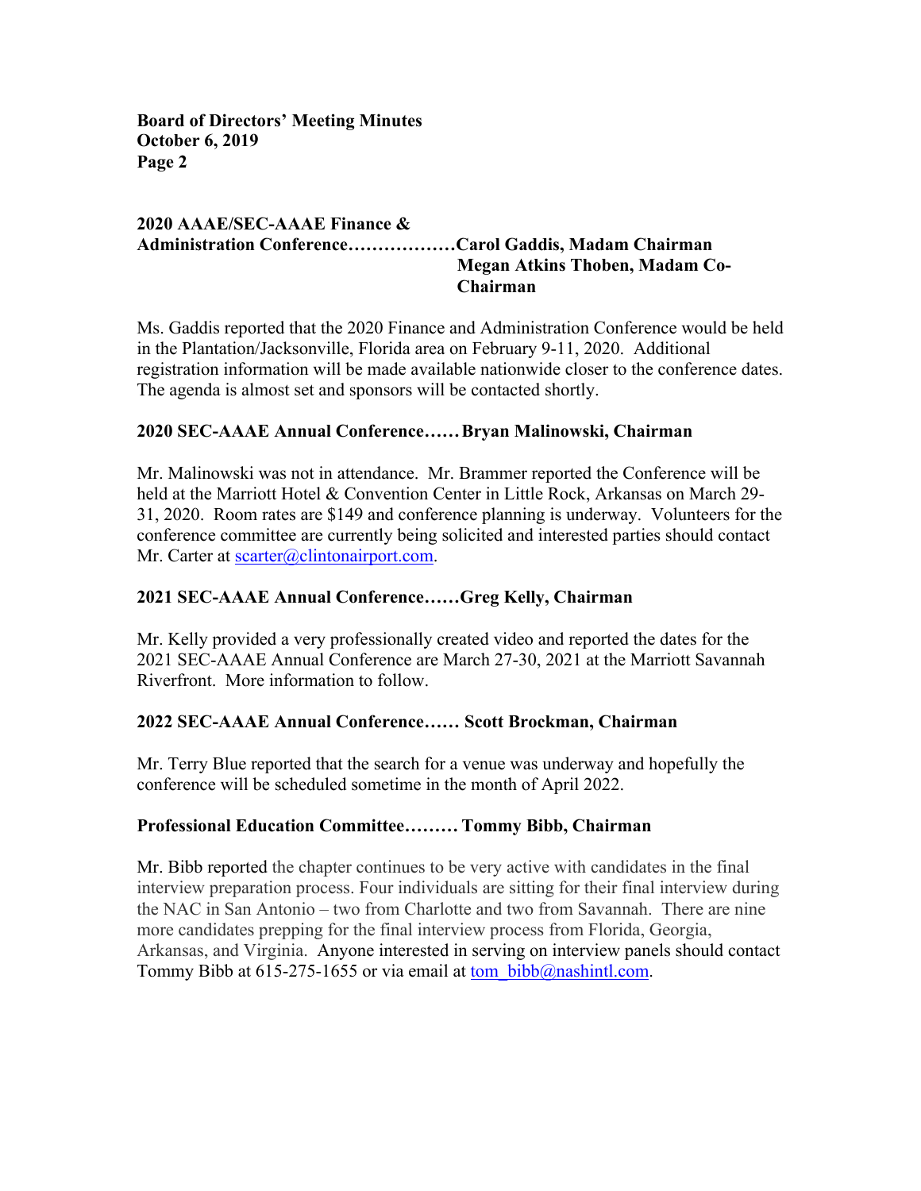**2020 AAAE/SEC-AAAE Finance & Administration Conference………………Carol Gaddis, Madam Chairman Megan Atkins Thoben, Madam Co-Chairman**

Ms. Gaddis reported that the 2020 Finance and Administration Conference would be held in the Plantation/Jacksonville, Florida area on February 9-11, 2020. Additional registration information will be made available nationwide closer to the conference dates. The agenda is almost set and sponsors will be contacted shortly.

**2020 SEC-AAAE Annual Conference……Bryan Malinowski, Chairman**

Mr. Malinowski was not in attendance. Mr. Brammer reported the Conference will be held at the Marriott Hotel & Convention Center in Little Rock, Arkansas on March 29-31, 2020. Room rates are $149 and conference planning is underway. Volunteers for the conference committee are currently being solicited and interested parties should contact Mr. Carter at scarter@clintonairport.com.

**2021 SEC-AAAE Annual Conference……Greg Kelly, Chairman**

Mr. Kelly provided a very professionally created video and reported the dates for the 2021 SEC-AAAE Annual Conference are March 27-30, 2021 at the Marriott Savannah Riverfront. More information to follow.

**2022 SEC-AAAE Annual Conference…… Scott Brockman, Chairman**

Mr. Terry Blue reported that the search for a venue was underway and hopefully the conference will be scheduled sometime in the month of April 2022.

**Professional Education Committee……… Tommy Bibb, Chairman**

Mr. Bibb reported the chapter continues to be very active with candidates in the final interview preparation process. Four individuals are sitting for their final interview during the NAC in San Antonio – two from Charlotte and two from Savannah. There are nine more candidates prepping for the final interview process from Florida, Georgia, Arkansas, and Virginia. Anyone interested in serving on interview panels should contact Tommy Bibb at 615-275-1655 or via email at tom_bibb@nashintl.com.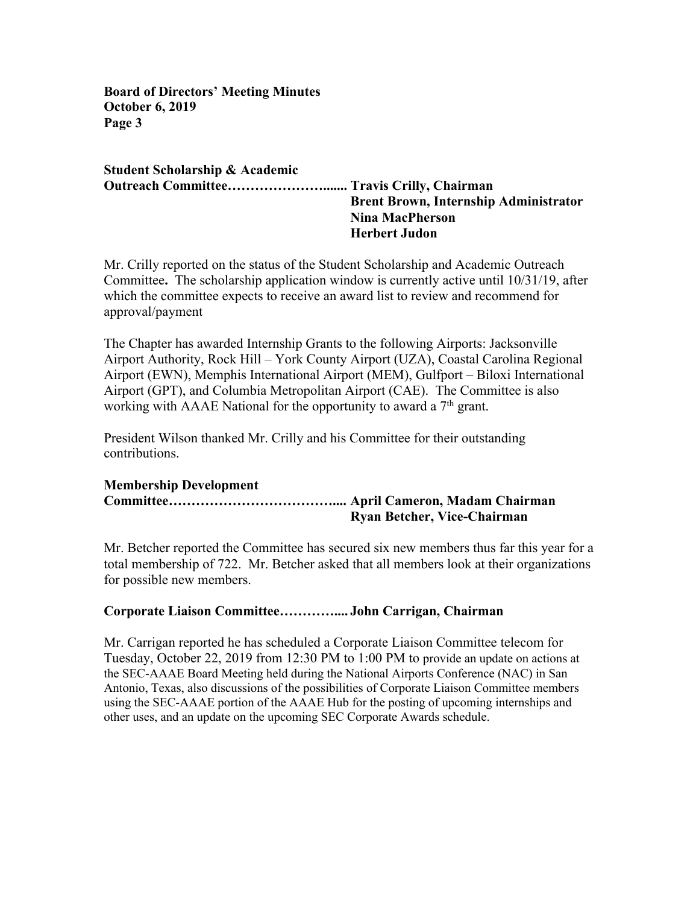**Student Scholarship & Academic Outreach Committee…………………...... Travis Crilly, Chairman**
**Brent Brown, Internship Administrator**
**Nina MacPherson**
**Herbert Judon**

Mr. Crilly reported on the status of the Student Scholarship and Academic Outreach Committee**.** The scholarship application window is currently active until 10/31/19, after which the committee expects to receive an award list to review and recommend for approval/payment

The Chapter has awarded Internship Grants to the following Airports: Jacksonville Airport Authority, Rock Hill – York County Airport (UZA), Coastal Carolina Regional Airport (EWN), Memphis International Airport (MEM), Gulfport – Biloxi International Airport (GPT), and Columbia Metropolitan Airport (CAE). The Committee is also working with AAAE National for the opportunity to award a 7th grant.

President Wilson thanked Mr. Crilly and his Committee for their outstanding contributions.

**Membership Development Committee……………………………….... April Cameron, Madam Chairman**
**Ryan Betcher, Vice-Chairman**

Mr. Betcher reported the Committee has secured six new members thus far this year for a total membership of 722. Mr. Betcher asked that all members look at their organizations for possible new members.

**Corporate Liaison Committee………….... John Carrigan, Chairman**

Mr. Carrigan reported he has scheduled a Corporate Liaison Committee telecom for Tuesday, October 22, 2019 from 12:30 PM to 1:00 PM to provide an update on actions at the SEC-AAAE Board Meeting held during the National Airports Conference (NAC) in San Antonio, Texas, also discussions of the possibilities of Corporate Liaison Committee members using the SEC-AAAE portion of the AAAE Hub for the posting of upcoming internships and other uses, and an update on the upcoming SEC Corporate Awards schedule.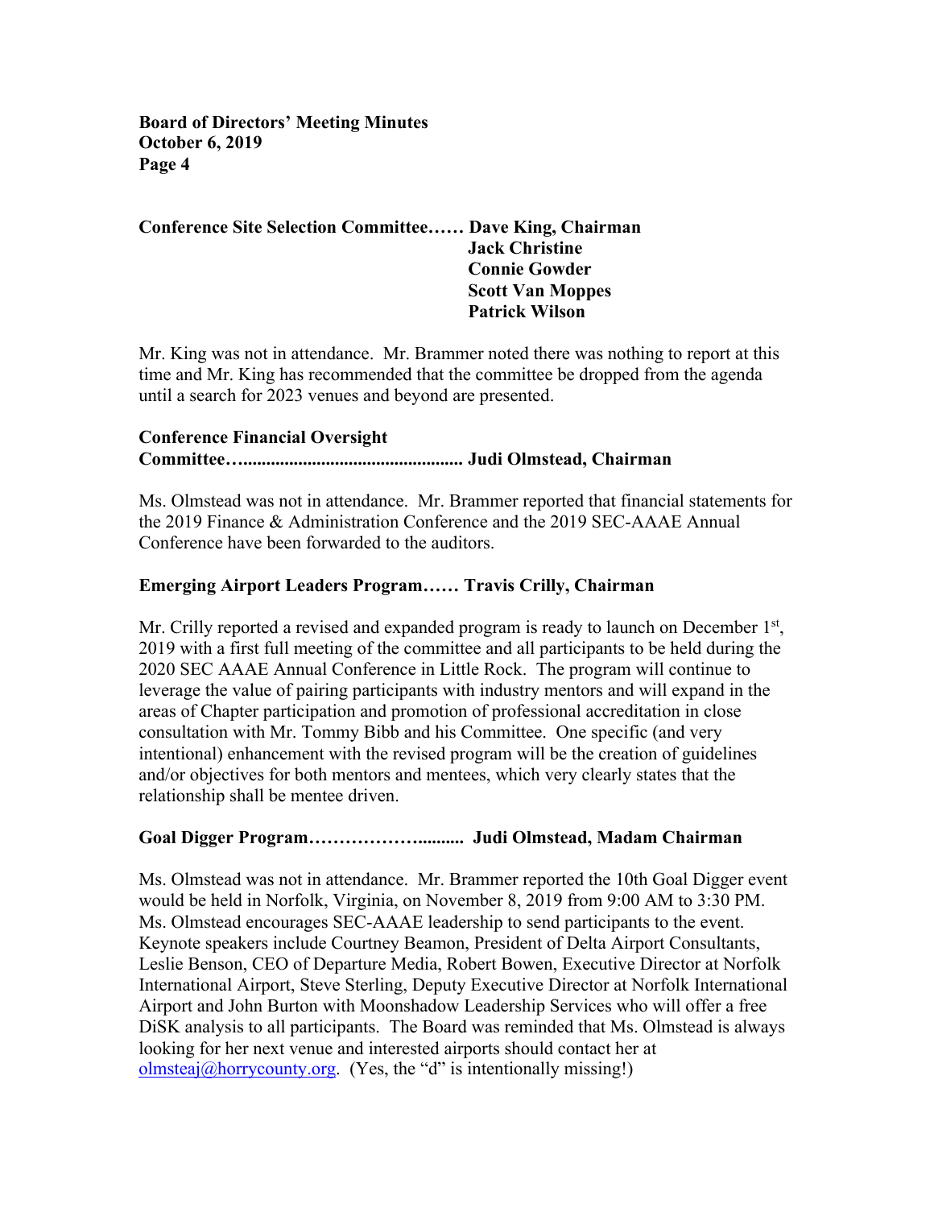**Conference Site Selection Committee…… Dave King, Chairman**
**Jack Christine**
**Connie Gowder**
**Scott Van Moppes**
**Patrick Wilson**

Mr. King was not in attendance. Mr. Brammer noted there was nothing to report at this time and Mr. King has recommended that the committee be dropped from the agenda until a search for 2023 venues and beyond are presented.

**Conference Financial Oversight Committee….............................................. Judi Olmstead, Chairman**

Ms. Olmstead was not in attendance. Mr. Brammer reported that financial statements for the 2019 Finance & Administration Conference and the 2019 SEC-AAAE Annual Conference have been forwarded to the auditors.

**Emerging Airport Leaders Program…… Travis Crilly, Chairman**

Mr. Crilly reported a revised and expanded program is ready to launch on December 1st, 2019 with a first full meeting of the committee and all participants to be held during the 2020 SEC AAAE Annual Conference in Little Rock. The program will continue to leverage the value of pairing participants with industry mentors and will expand in the areas of Chapter participation and promotion of professional accreditation in close consultation with Mr. Tommy Bibb and his Committee. One specific (and very intentional) enhancement with the revised program will be the creation of guidelines and/or objectives for both mentors and mentees, which very clearly states that the relationship shall be mentee driven.

**Goal Digger Program……………….......... Judi Olmstead, Madam Chairman**

Ms. Olmstead was not in attendance. Mr. Brammer reported the 10th Goal Digger event would be held in Norfolk, Virginia, on November 8, 2019 from 9:00 AM to 3:30 PM. Ms. Olmstead encourages SEC-AAAE leadership to send participants to the event. Keynote speakers include Courtney Beamon, President of Delta Airport Consultants, Leslie Benson, CEO of Departure Media, Robert Bowen, Executive Director at Norfolk International Airport, Steve Sterling, Deputy Executive Director at Norfolk International Airport and John Burton with Moonshadow Leadership Services who will offer a free DiSK analysis to all participants. The Board was reminded that Ms. Olmstead is always looking for her next venue and interested airports should contact her at olmsteaj@horrycounty.org. (Yes, the "d" is intentionally missing!)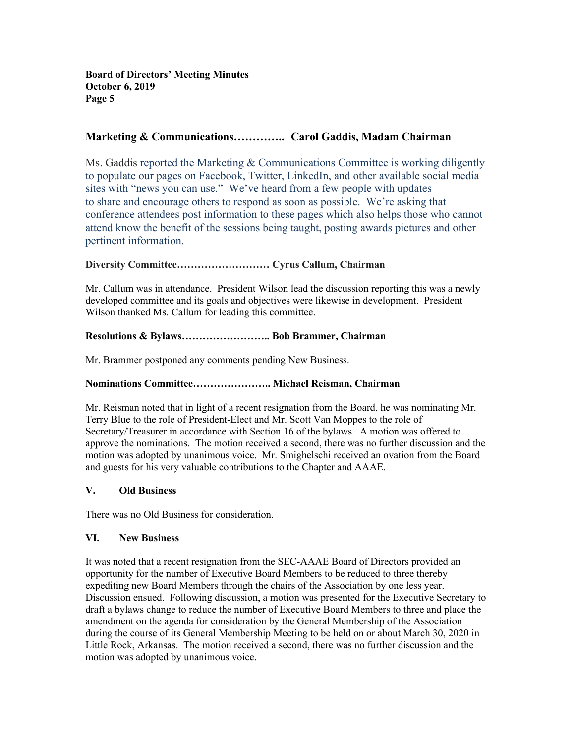**Marketing & Communications………….. Carol Gaddis, Madam Chairman**

Ms. Gaddis reported the Marketing & Communications Committee is working diligently to populate our pages on Facebook, Twitter, LinkedIn, and other available social media sites with "news you can use." We've heard from a few people with updates to share and encourage others to respond as soon as possible. We're asking that conference attendees post information to these pages which also helps those who cannot attend know the benefit of the sessions being taught, posting awards pictures and other pertinent information.

**Diversity Committee……………………… Cyrus Callum, Chairman**

Mr. Callum was in attendance. President Wilson lead the discussion reporting this was a newly developed committee and its goals and objectives were likewise in development. President Wilson thanked Ms. Callum for leading this committee.

**Resolutions & Bylaws…………………….. Bob Brammer, Chairman**

Mr. Brammer postponed any comments pending New Business.

**Nominations Committee………………….. Michael Reisman, Chairman**

Mr. Reisman noted that in light of a recent resignation from the Board, he was nominating Mr. Terry Blue to the role of President-Elect and Mr. Scott Van Moppes to the role of Secretary/Treasurer in accordance with Section 16 of the bylaws. A motion was offered to approve the nominations. The motion received a second, there was no further discussion and the motion was adopted by unanimous voice. Mr. Smighelschi received an ovation from the Board and guests for his very valuable contributions to the Chapter and AAAE.

## V. Old Business

There was no Old Business for consideration.

## VI. New Business

It was noted that a recent resignation from the SEC-AAAE Board of Directors provided an opportunity for the number of Executive Board Members to be reduced to three thereby expediting new Board Members through the chairs of the Association by one less year. Discussion ensued. Following discussion, a motion was presented for the Executive Secretary to draft a bylaws change to reduce the number of Executive Board Members to three and place the amendment on the agenda for consideration by the General Membership of the Association during the course of its General Membership Meeting to be held on or about March 30, 2020 in Little Rock, Arkansas. The motion received a second, there was no further discussion and the motion was adopted by unanimous voice.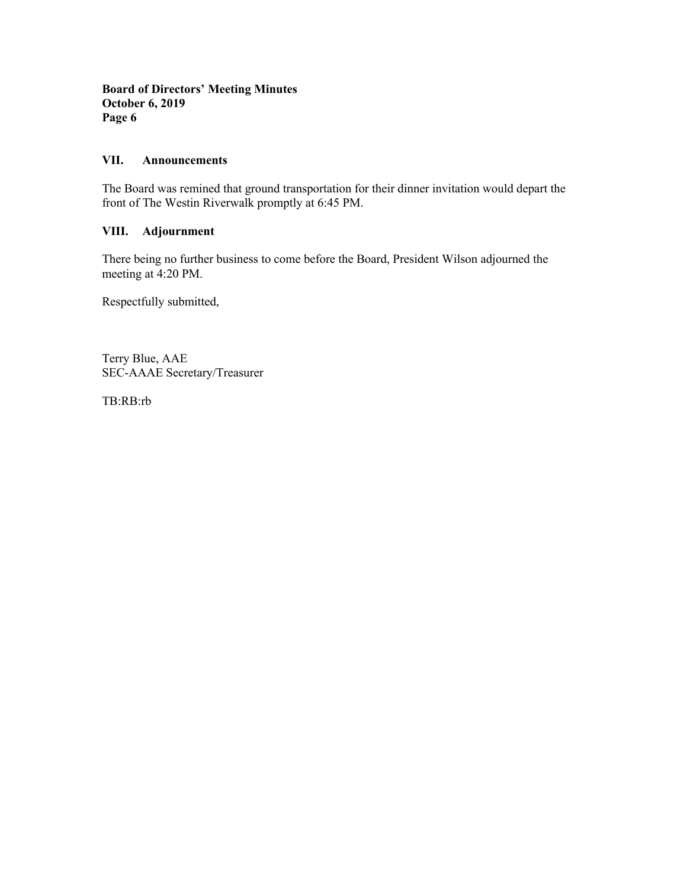## VII. Announcements

The Board was remined that ground transportation for their dinner invitation would depart the front of The Westin Riverwalk promptly at 6:45 PM.

## VIII. Adjournment

There being no further business to come before the Board, President Wilson adjourned the meeting at 4:20 PM.

Respectfully submitted,

Terry Blue, AAE
SEC-AAAE Secretary/Treasurer

TB:RB:rb